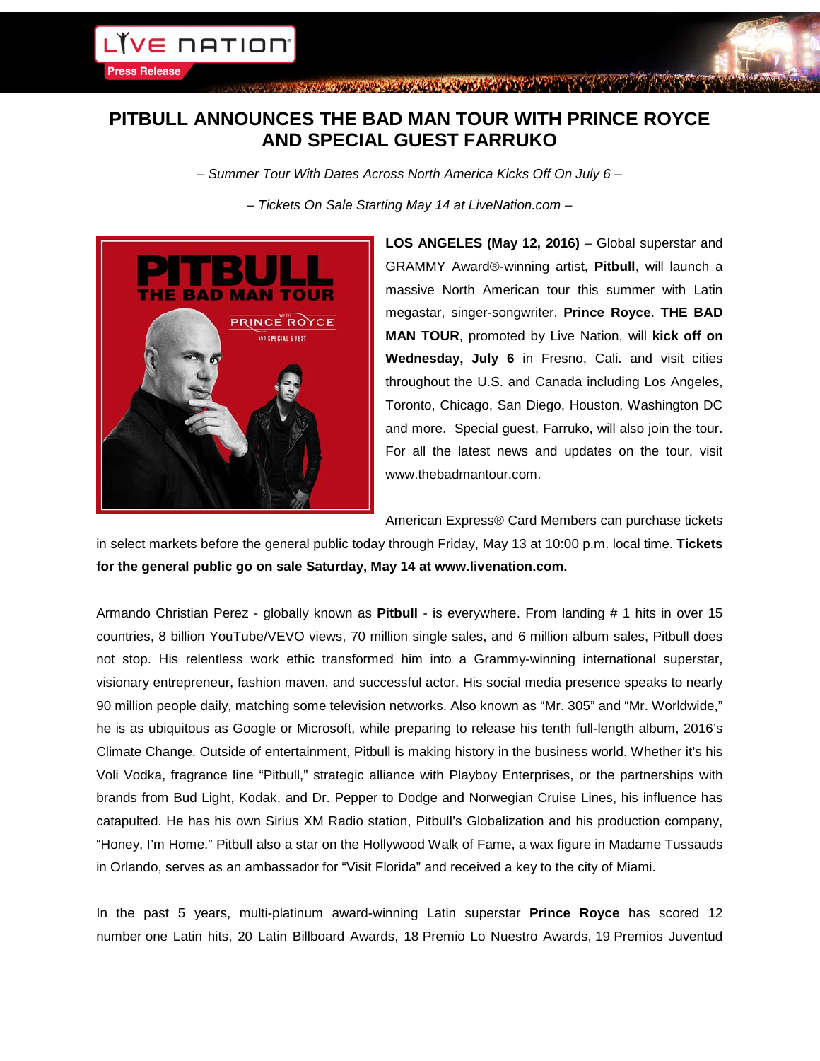# PITBULL ANNOUNCES THE BAD MAN TOUR WITH PRINCE ROYCE AND SPECIAL GUEST FARRUKO

*– Summer Tour With Dates Across North America Kicks Off On July 6 –*

*– Tickets On Sale Starting May 14 at LiveNation.com –*

**LOS ANGELES (May 12, 2016)** – Global superstar and GRAMMY Award®-winning artist, **Pitbull**, will launch a massive North American tour this summer with Latin megastar, singer-songwriter, **Prince Royce**. **THE BAD MAN TOUR**, promoted by Live Nation, will **kick off on Wednesday, July 6** in Fresno, Cali. and visit cities throughout the U.S. and Canada including Los Angeles, Toronto, Chicago, San Diego, Houston, Washington DC and more. Special guest, Farruko, will also join the tour. For all the latest news and updates on the tour, visit www.thebadmantour.com.

American Express® Card Members can purchase tickets in select markets before the general public today through Friday, May 13 at 10:00 p.m. local time. **Tickets for the general public go on sale Saturday, May 14 at www.livenation.com.**

Armando Christian Perez - globally known as **Pitbull** - is everywhere. From landing # 1 hits in over 15 countries, 8 billion YouTube/VEVO views, 70 million single sales, and 6 million album sales, Pitbull does not stop. His relentless work ethic transformed him into a Grammy-winning international superstar, visionary entrepreneur, fashion maven, and successful actor. His social media presence speaks to nearly 90 million people daily, matching some television networks. Also known as "Mr. 305" and "Mr. Worldwide," he is as ubiquitous as Google or Microsoft, while preparing to release his tenth full-length album, 2016's Climate Change. Outside of entertainment, Pitbull is making history in the business world. Whether it's his Voli Vodka, fragrance line "Pitbull," strategic alliance with Playboy Enterprises, or the partnerships with brands from Bud Light, Kodak, and Dr. Pepper to Dodge and Norwegian Cruise Lines, his influence has catapulted. He has his own Sirius XM Radio station, Pitbull's Globalization and his production company, "Honey, I'm Home." Pitbull also a star on the Hollywood Walk of Fame, a wax figure in Madame Tussauds in Orlando, serves as an ambassador for "Visit Florida" and received a key to the city of Miami.

In the past 5 years, multi-platinum award-winning Latin superstar **Prince Royce** has scored 12 number one Latin hits, 20 Latin Billboard Awards, 18 Premio Lo Nuestro Awards, 19 Premios Juventud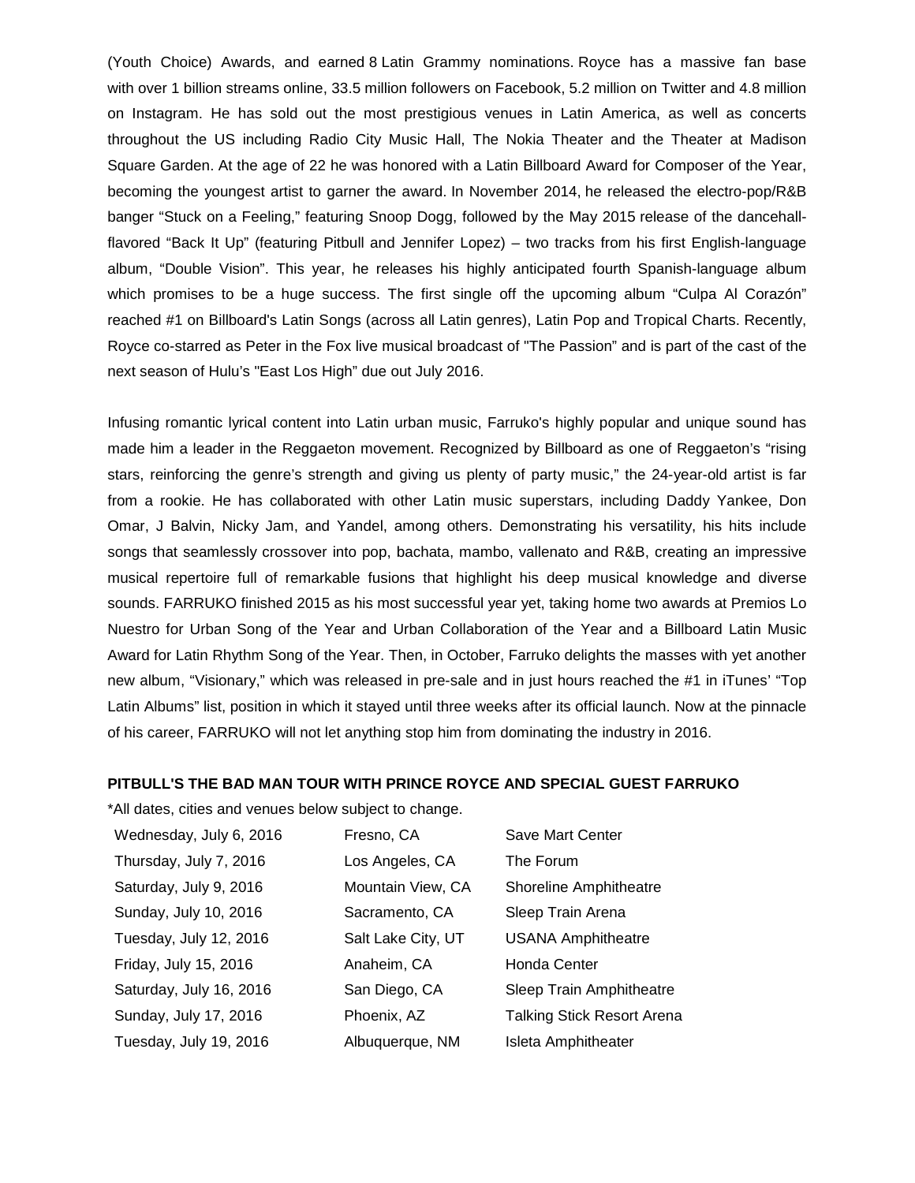(Youth Choice) Awards, and earned 8 Latin Grammy nominations. Royce has a massive fan base with over 1 billion streams online, 33.5 million followers on Facebook, 5.2 million on Twitter and 4.8 million on Instagram. He has sold out the most prestigious venues in Latin America, as well as concerts throughout the US including Radio City Music Hall, The Nokia Theater and the Theater at Madison Square Garden. At the age of 22 he was honored with a Latin Billboard Award for Composer of the Year, becoming the youngest artist to garner the award. In November 2014, he released the electro-pop/R&B banger "Stuck on a Feeling," featuring Snoop Dogg, followed by the May 2015 release of the dancehall-flavored "Back It Up" (featuring Pitbull and Jennifer Lopez) – two tracks from his first English-language album, "Double Vision". This year, he releases his highly anticipated fourth Spanish-language album which promises to be a huge success. The first single off the upcoming album "Culpa Al Corazón" reached #1 on Billboard's Latin Songs (across all Latin genres), Latin Pop and Tropical Charts. Recently, Royce co-starred as Peter in the Fox live musical broadcast of "The Passion" and is part of the cast of the next season of Hulu's "East Los High" due out July 2016.

Infusing romantic lyrical content into Latin urban music, Farruko's highly popular and unique sound has made him a leader in the Reggaeton movement. Recognized by Billboard as one of Reggaeton's "rising stars, reinforcing the genre's strength and giving us plenty of party music," the 24-year-old artist is far from a rookie. He has collaborated with other Latin music superstars, including Daddy Yankee, Don Omar, J Balvin, Nicky Jam, and Yandel, among others. Demonstrating his versatility, his hits include songs that seamlessly crossover into pop, bachata, mambo, vallenato and R&B, creating an impressive musical repertoire full of remarkable fusions that highlight his deep musical knowledge and diverse sounds. FARRUKO finished 2015 as his most successful year yet, taking home two awards at Premios Lo Nuestro for Urban Song of the Year and Urban Collaboration of the Year and a Billboard Latin Music Award for Latin Rhythm Song of the Year. Then, in October, Farruko delights the masses with yet another new album, "Visionary," which was released in pre-sale and in just hours reached the #1 in iTunes' "Top Latin Albums" list, position in which it stayed until three weeks after its official launch. Now at the pinnacle of his career, FARRUKO will not let anything stop him from dominating the industry in 2016.

**PITBULL'S THE BAD MAN TOUR WITH PRINCE ROYCE AND SPECIAL GUEST FARRUKO**

*All dates, cities and venues below subject to change.

| Date | City | Venue |
|---|---|---|
| Wednesday, July 6, 2016 | Fresno, CA | Save Mart Center |
| Thursday, July 7, 2016 | Los Angeles, CA | The Forum |
| Saturday, July 9, 2016 | Mountain View, CA | Shoreline Amphitheatre |
| Sunday, July 10, 2016 | Sacramento, CA | Sleep Train Arena |
| Tuesday, July 12, 2016 | Salt Lake City, UT | USANA Amphitheatre |
| Friday, July 15, 2016 | Anaheim, CA | Honda Center |
| Saturday, July 16, 2016 | San Diego, CA | Sleep Train Amphitheatre |
| Sunday, July 17, 2016 | Phoenix, AZ | Talking Stick Resort Arena |
| Tuesday, July 19, 2016 | Albuquerque, NM | Isleta Amphitheater |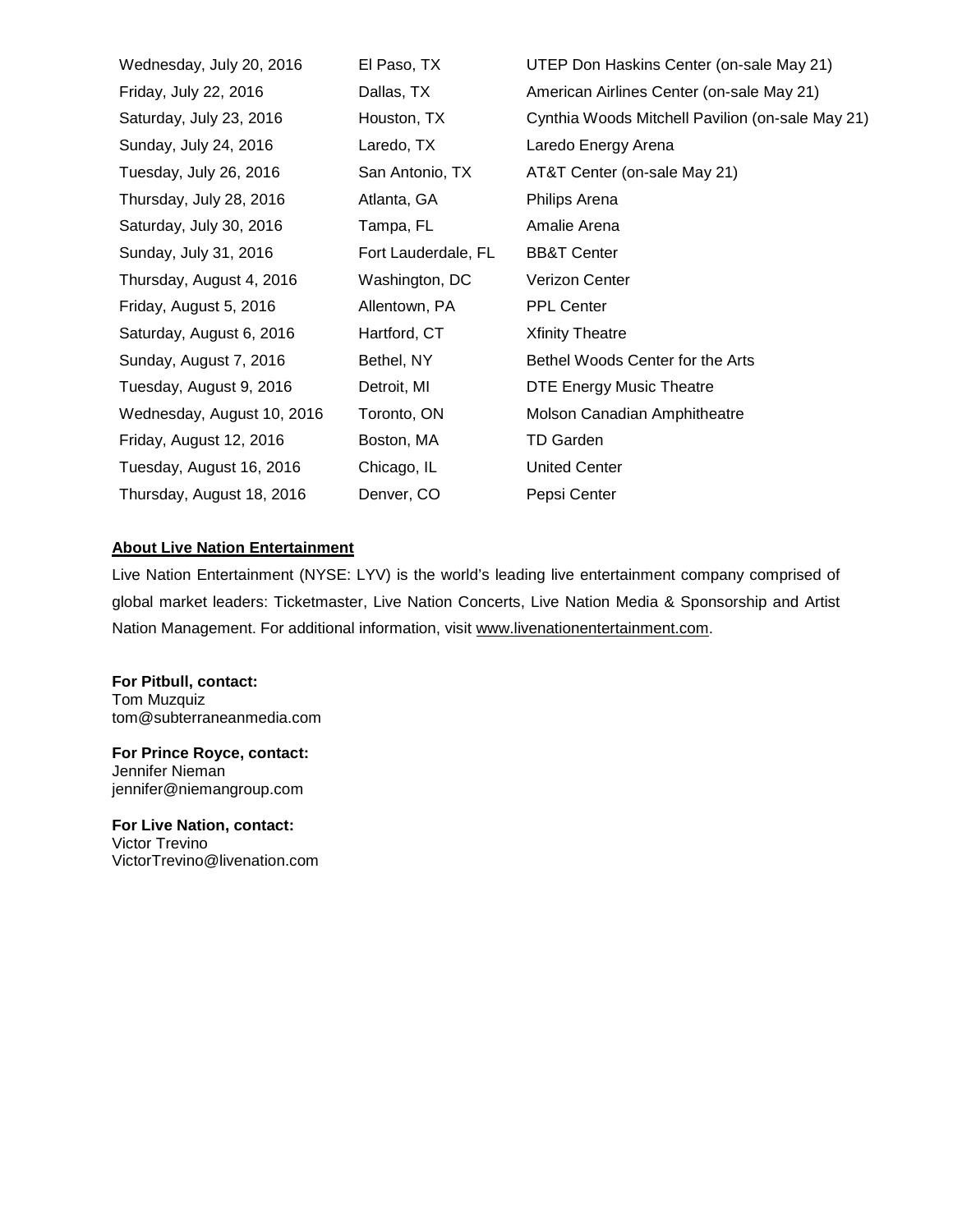| | | |
|---|---|---|
| Wednesday, July 20, 2016 | El Paso, TX | UTEP Don Haskins Center (on-sale May 21) |
| Friday, July 22, 2016 | Dallas, TX | American Airlines Center (on-sale May 21) |
| Saturday, July 23, 2016 | Houston, TX | Cynthia Woods Mitchell Pavilion (on-sale May 21) |
| Sunday, July 24, 2016 | Laredo, TX | Laredo Energy Arena |
| Tuesday, July 26, 2016 | San Antonio, TX | AT&T Center (on-sale May 21) |
| Thursday, July 28, 2016 | Atlanta, GA | Philips Arena |
| Saturday, July 30, 2016 | Tampa, FL | Amalie Arena |
| Sunday, July 31, 2016 | Fort Lauderdale, FL | BB&T Center |
| Thursday, August 4, 2016 | Washington, DC | Verizon Center |
| Friday, August 5, 2016 | Allentown, PA | PPL Center |
| Saturday, August 6, 2016 | Hartford, CT | Xfinity Theatre |
| Sunday, August 7, 2016 | Bethel, NY | Bethel Woods Center for the Arts |
| Tuesday, August 9, 2016 | Detroit, MI | DTE Energy Music Theatre |
| Wednesday, August 10, 2016 | Toronto, ON | Molson Canadian Amphitheatre |
| Friday, August 12, 2016 | Boston, MA | TD Garden |
| Tuesday, August 16, 2016 | Chicago, IL | United Center |
| Thursday, August 18, 2016 | Denver, CO | Pepsi Center |

**About Live Nation Entertainment**

Live Nation Entertainment (NYSE: LYV) is the world's leading live entertainment company comprised of global market leaders: Ticketmaster, Live Nation Concerts, Live Nation Media & Sponsorship and Artist Nation Management. For additional information, visit www.livenationentertainment.com.

**For Pitbull, contact:**
Tom Muzquiz
tom@subterraneanmedia.com

**For Prince Royce, contact:**
Jennifer Nieman
jennifer@niemangroup.com

**For Live Nation, contact:**
Victor Trevino
VictorTrevino@livenation.com